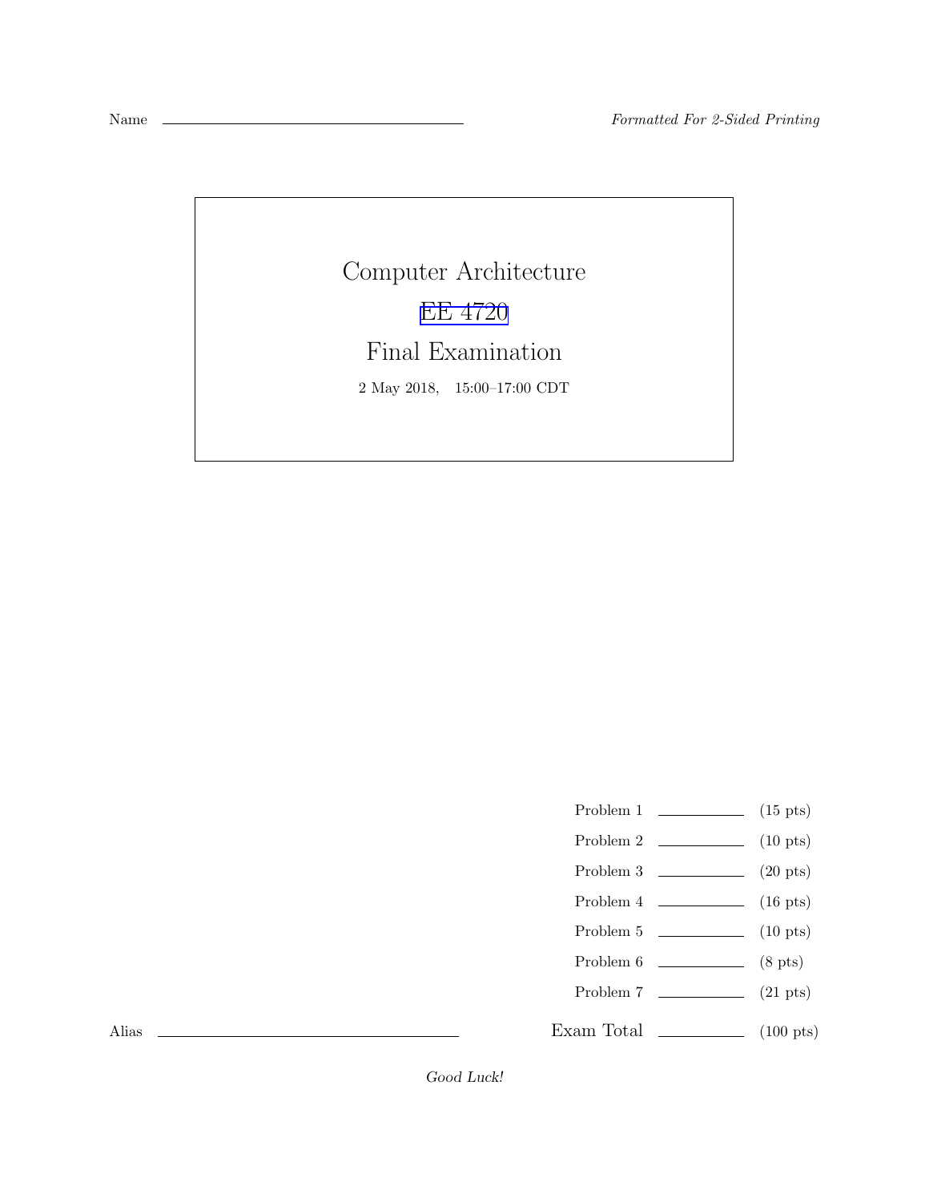Name ______________________________ *Formatted For 2-Sided Printing*

# Computer Architecture

## EE 4720

## Final Examination

2 May 2018, 15:00–17:00 CDT

| | | |
|---|---|---|
| Problem 1 | ________ | (15 pts) |
| Problem 2 | ________ | (10 pts) |
| Problem 3 | ________ | (20 pts) |
| Problem 4 | ________ | (16 pts) |
| Problem 5 | ________ | (10 pts) |
| Problem 6 | ________ | (8 pts) |
| Problem 7 | ________ | (21 pts) |
| Exam Total | ________ | (100 pts) |

Alias ______________________________

*Good Luck!*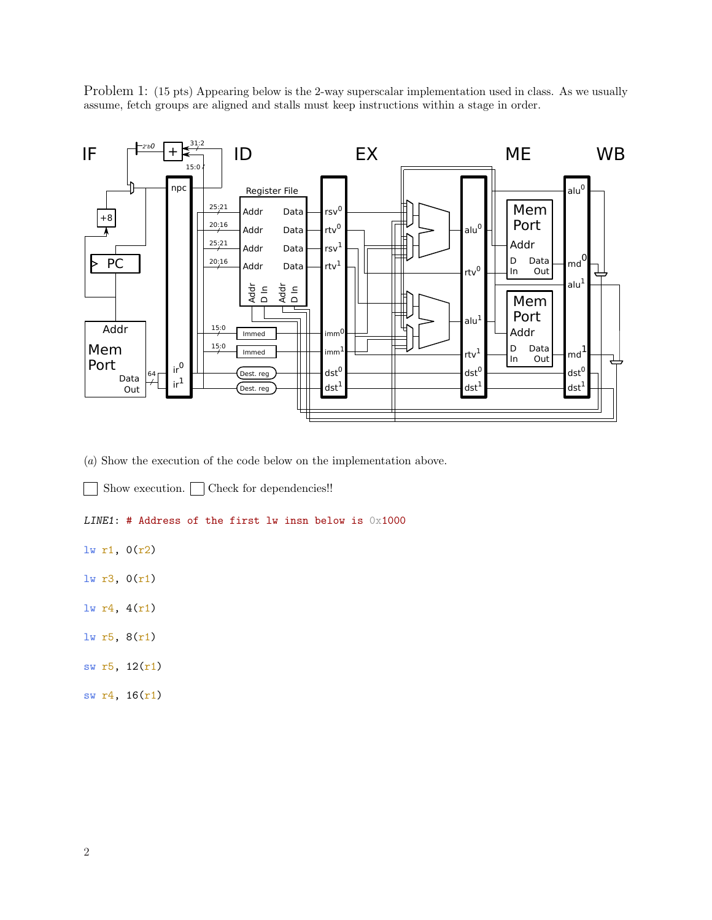Problem 1: (15 pts) Appearing below is the 2-way superscalar implementation used in class. As we usually assume, fetch groups are aligned and stalls must keep instructions within a stage in order.

(a) Show the execution of the code below on the implementation above.

☐ Show execution. ☐ Check for dependencies!!

```
LINE1: # Address of the first lw insn below is 0x1000

lw r1, 0(r2)

lw r3, 0(r1)

lw r4, 4(r1)

lw r5, 8(r1)

sw r5, 12(r1)

sw r4, 16(r1)
```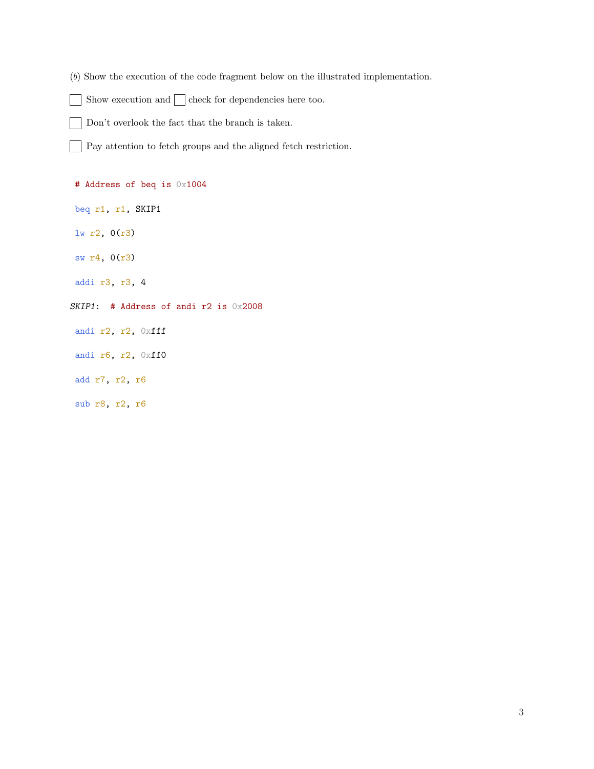(*b*) Show the execution of the code fragment below on the illustrated implementation.

☐ Show execution and ☐ check for dependencies here too.

☐ Don't overlook the fact that the branch is taken.

☐ Pay attention to fetch groups and the aligned fetch restriction.

```
 # Address of beq is 0x1004
 beq r1, r1, SKIP1
 lw r2, 0(r3)
 sw r4, 0(r3)
 addi r3, r3, 4
SKIP1:  # Address of andi r2 is 0x2008
 andi r2, r2, 0xfff
 andi r6, r2, 0xff0
 add r7, r2, r6
 sub r8, r2, r6
```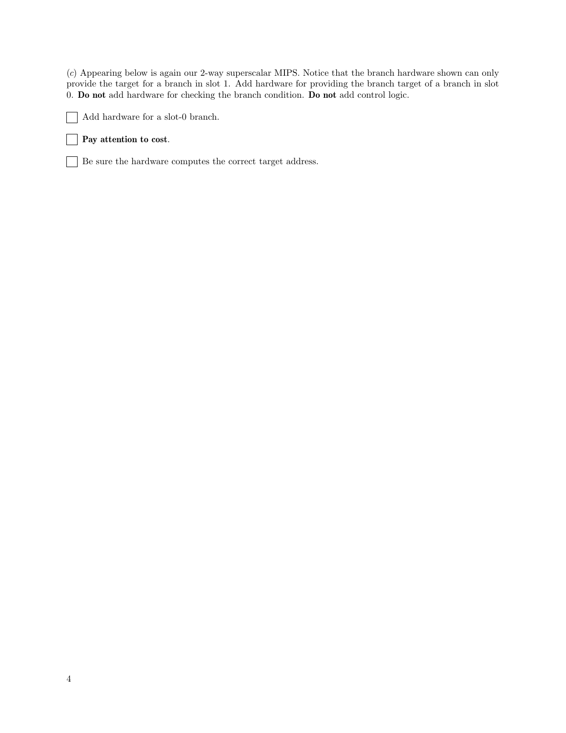(*c*) Appearing below is again our 2-way superscalar MIPS. Notice that the branch hardware shown can only provide the target for a branch in slot 1. Add hardware for providing the branch target of a branch in slot 0. **Do not** add hardware for checking the branch condition. **Do not** add control logic.

☐ Add hardware for a slot-0 branch.

☐ **Pay attention to cost**.

☐ Be sure the hardware computes the correct target address.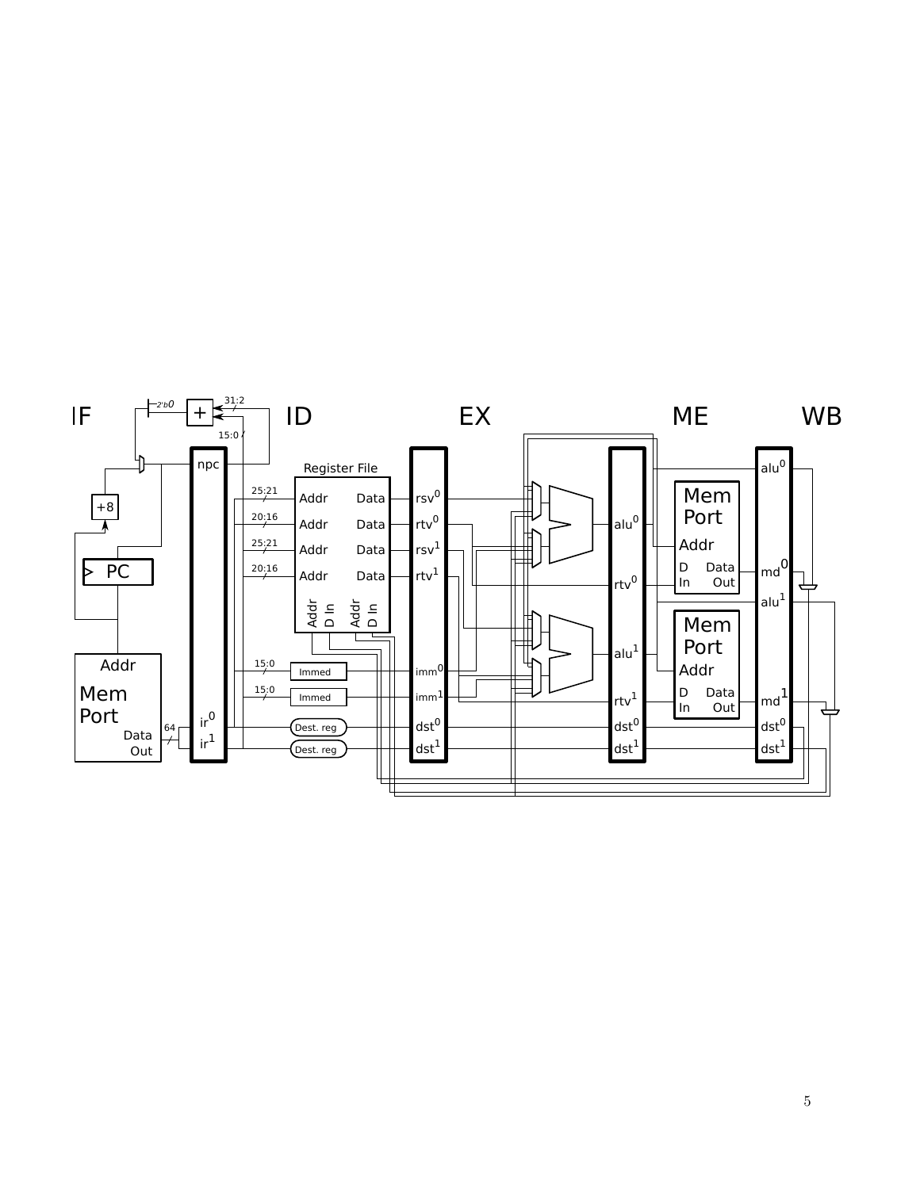IF ID EX ME WB

2'b0 31:2 15:0

npc

+8

PC

Addr

Mem Port

Data Out

64

ir$^0$ ir$^1$

Register File

| | | |
|---|---|---|
| 25:21 | Addr | Data |
| 20:16 | Addr | Data |
| 25:21 | Addr | Data |
| 20:16 | Addr | Data |

Addr D In Addr D In

15:0 Immed

15:0 Immed

Dest. reg

Dest. reg

rsv$^0$ rtv$^0$ rsv$^1$ rtv$^1$ imm$^0$ imm$^1$ dst$^0$ dst$^1$

alu$^0$ rtv$^0$ alu$^1$ rtv$^1$ dst$^0$ dst$^1$

Mem Port Addr D In Data Out

Mem Port Addr D In Data Out

alu$^0$ md$^0$ alu$^1$ md$^1$ dst$^0$ dst$^1$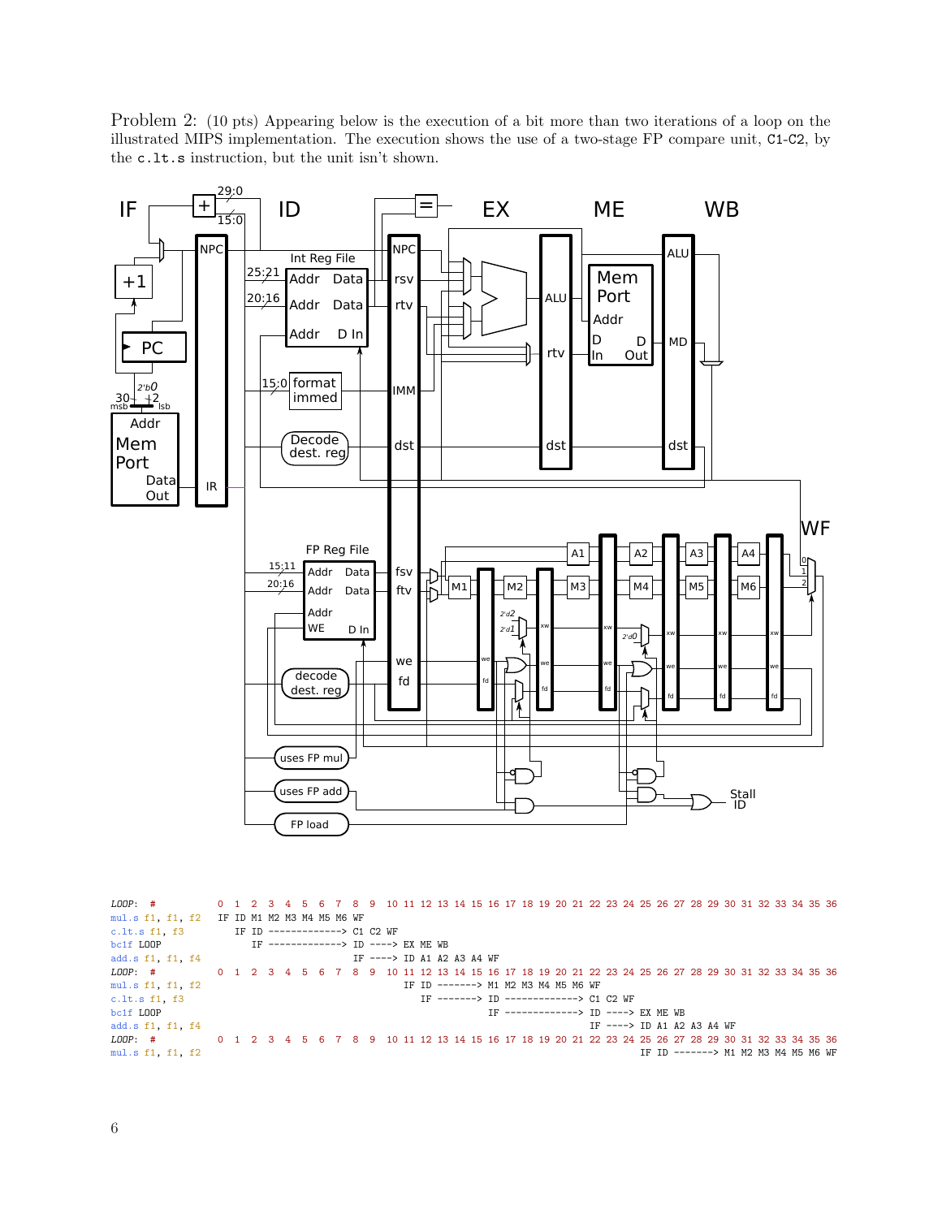Problem 2: (10 pts) Appearing below is the execution of a bit more than two iterations of a loop on the illustrated MIPS implementation. The execution shows the use of a two-stage FP compare unit, C1-C2, by the c.lt.s instruction, but the unit isn't shown.

```
LOOP:  #          0  1  2  3  4  5  6  7  8  9  10 11 12 13 14 15 16 17 18 19 20 21 22 23 24 25 26 27 28 29 30 31 32 33 34 35 36
mul.s f1, f1, f2  IF ID M1 M2 M3 M4 M5 M6 WF
c.lt.s f1, f3        IF ID -------------> C1 C2 WF
bc1f LOOP               IF -------------> ID ----> EX ME WB
add.s f1, f1, f4                          IF ----> ID A1 A2 A3 A4 WF
LOOP:  #          0  1  2  3  4  5  6  7  8  9  10 11 12 13 14 15 16 17 18 19 20 21 22 23 24 25 26 27 28 29 30 31 32 33 34 35 36
mul.s f1, f1, f2                                IF ID -------> M1 M2 M3 M4 M5 M6 WF
c.lt.s f1, f3                                      IF -------> ID -------------> C1 C2 WF
bc1f LOOP                                                      IF -------------> ID ----> EX ME WB
add.s f1, f1, f4                                                                 IF ----> ID A1 A2 A3 A4 WF
LOOP:  #          0  1  2  3  4  5  6  7  8  9  10 11 12 13 14 15 16 17 18 19 20 21 22 23 24 25 26 27 28 29 30 31 32 33 34 35 36
mul.s f1, f1, f2                                                                                   IF ID -------> M1 M2 M3 M4 M5 M6 WF
```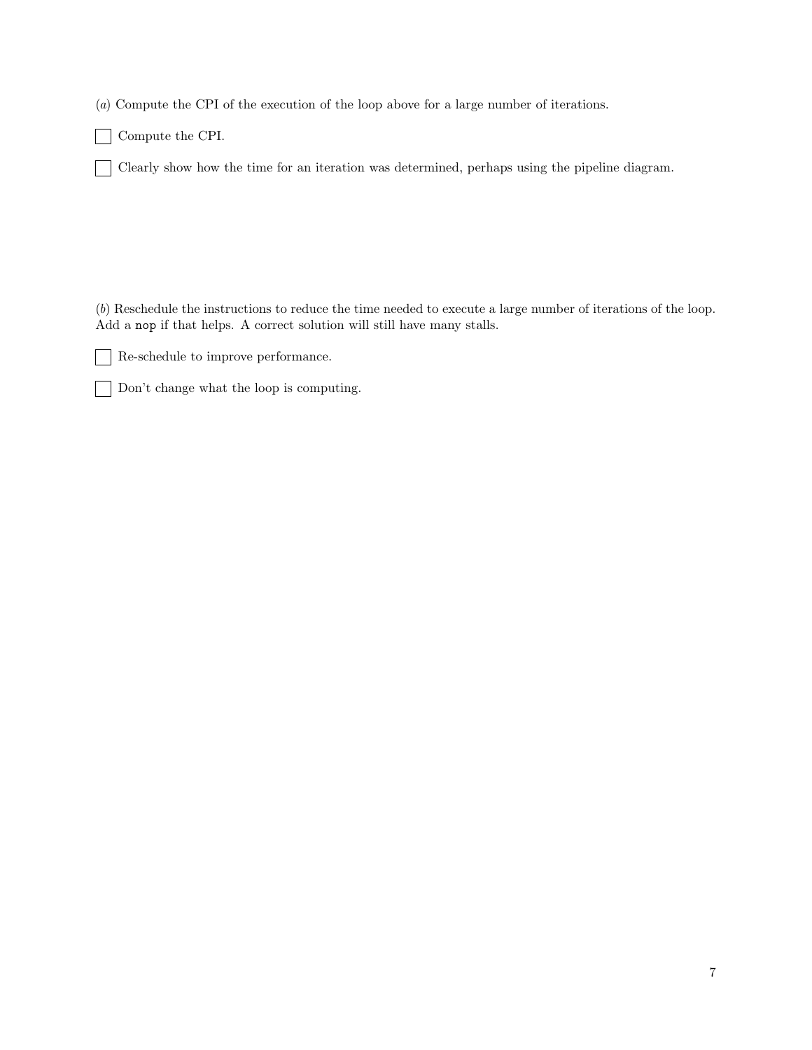(*a*) Compute the CPI of the execution of the loop above for a large number of iterations.

☐ Compute the CPI.

☐ Clearly show how the time for an iteration was determined, perhaps using the pipeline diagram.

(*b*) Reschedule the instructions to reduce the time needed to execute a large number of iterations of the loop. Add a `nop` if that helps. A correct solution will still have many stalls.

☐ Re-schedule to improve performance.

☐ Don't change what the loop is computing.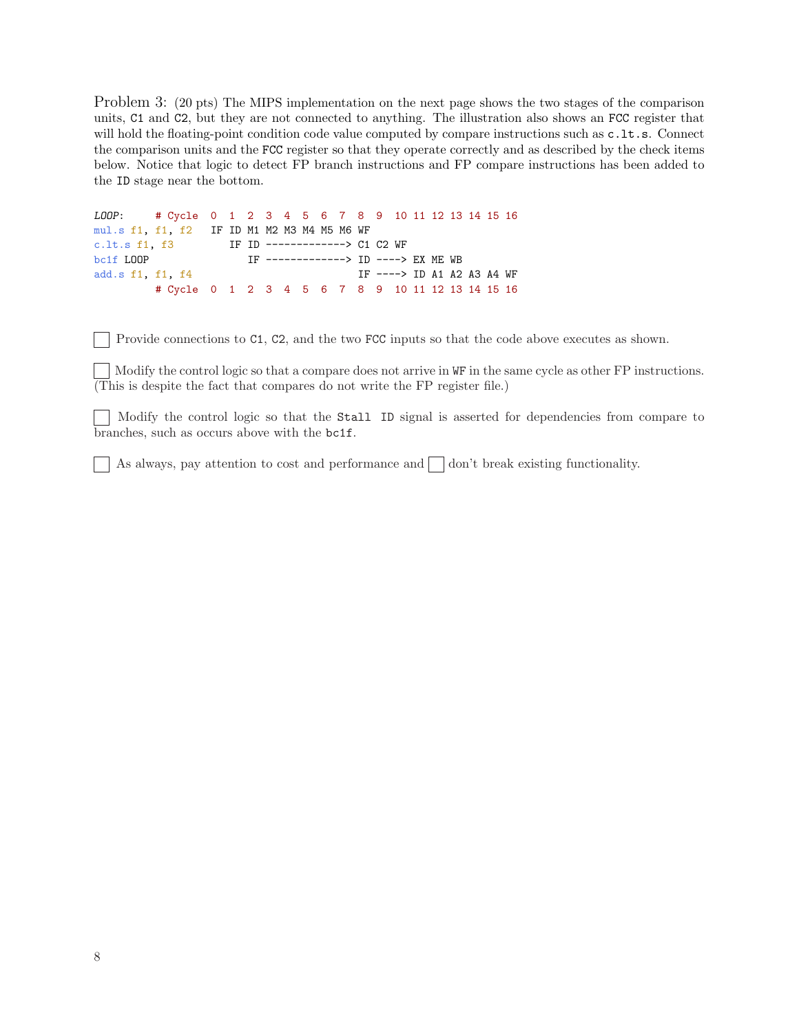Problem 3: (20 pts) The MIPS implementation on the next page shows the two stages of the comparison units, `C1` and `C2`, but they are not connected to anything. The illustration also shows an `FCC` register that will hold the floating-point condition code value computed by compare instructions such as `c.lt.s`. Connect the comparison units and the `FCC` register so that they operate correctly and as described by the check items below. Notice that logic to detect FP branch instructions and FP compare instructions has been added to the `ID` stage near the bottom.

```
LOOP:     # Cycle  0  1  2  3  4  5  6  7  8  9  10 11 12 13 14 15 16
mul.s f1, f1, f2   IF ID M1 M2 M3 M4 M5 M6 WF
c.lt.s f1, f3         IF ID -------------> C1 C2 WF
bc1f LOOP                IF -------------> ID ----> EX ME WB
add.s f1, f1, f4                           IF ----> ID A1 A2 A3 A4 WF
          # Cycle  0  1  2  3  4  5  6  7  8  9  10 11 12 13 14 15 16
```

☐ Provide connections to `C1`, `C2`, and the two `FCC` inputs so that the code above executes as shown.

☐ Modify the control logic so that a compare does not arrive in `WF` in the same cycle as other FP instructions. (This is despite the fact that compares do not write the FP register file.)

☐ Modify the control logic so that the `Stall ID` signal is asserted for dependencies from compare to branches, such as occurs above with the `bc1f`.

☐ As always, pay attention to cost and performance and ☐ don't break existing functionality.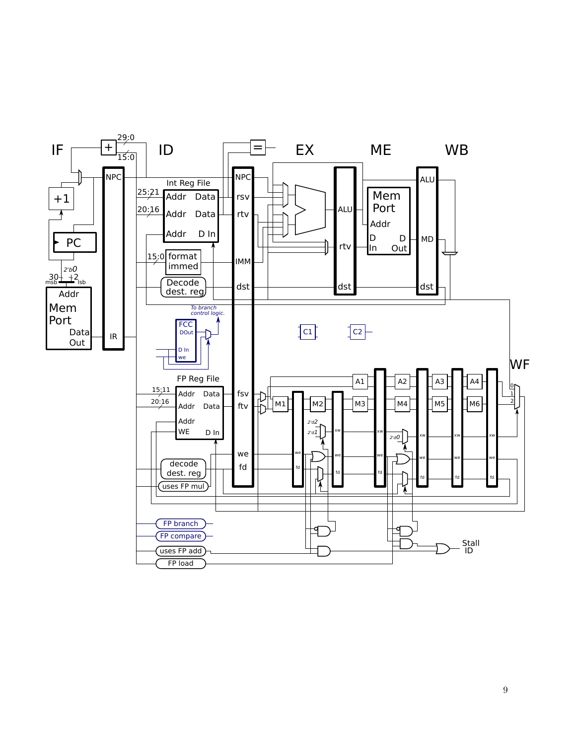IF ID EX ME WB

WF

29:0

15:0

NPC

Int Reg File

25:21 Addr Data

20:16 Addr Data

Addr D In

15:0 format immed

Decode dest. reg

NPC

rsv

rtv

IMM

dst

ALU

rtv

dst

Mem Port

Addr

D In

D Out

ALU

MD

dst

+1

PC

2'b0

30 msb

2 lsb

Addr

Mem Port

Data Out

IR

To branch control logic.

FCC

DOut

D In

we

C1

C2

FP Reg File

15:11 Addr Data

20:16 Addr Data

Addr

WE D In

fsv

ftv

decode dest. reg

uses FP mul

we

fd

M1 M2 M3 M4 M5 M6

A1 A2 A3 A4

2'd2

2'd1

2'd0

xw

we

fd

0

1

2

FP branch

FP compare

uses FP add

FP load

Stall ID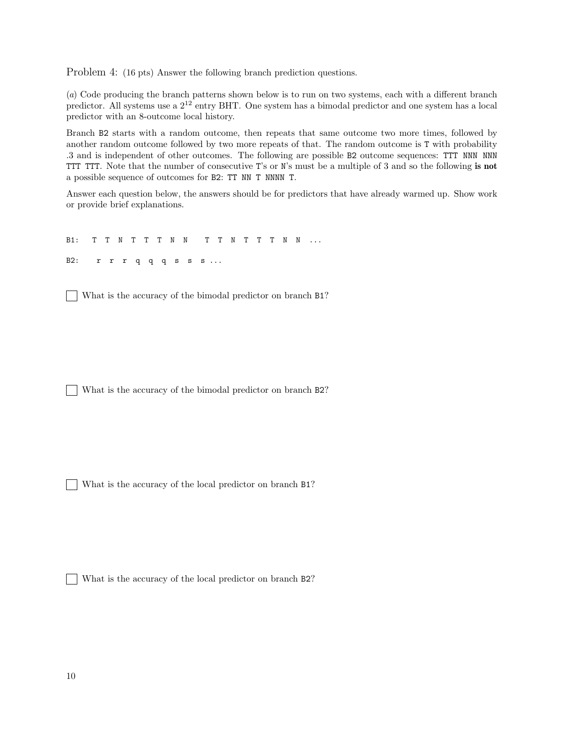Problem 4: (16 pts) Answer the following branch prediction questions.

(*a*) Code producing the branch patterns shown below is to run on two systems, each with a different branch predictor. All systems use a $2^{12}$ entry BHT. One system has a bimodal predictor and one system has a local predictor with an 8-outcome local history.

Branch `B2` starts with a random outcome, then repeats that same outcome two more times, followed by another random outcome followed by two more repeats of that. The random outcome is `T` with probability .3 and is independent of other outcomes. The following are possible `B2` outcome sequences: `TTT NNN NNN TTT TTT`. Note that the number of consecutive `T`'s or `N`'s must be a multiple of 3 and so the following **is not** a possible sequence of outcomes for `B2`: `TT NN T NNNN T`.

Answer each question below, the answers should be for predictors that have already warmed up. Show work or provide brief explanations.

```
B1:  T  T  N  T  T  T  N  N    T  T  N  T  T  T  N  N  ...

B2:   r  r  r  q  q  q  s  s  s ...
```

☐ What is the accuracy of the bimodal predictor on branch `B1`?

☐ What is the accuracy of the bimodal predictor on branch `B2`?

☐ What is the accuracy of the local predictor on branch `B1`?

☐ What is the accuracy of the local predictor on branch `B2`?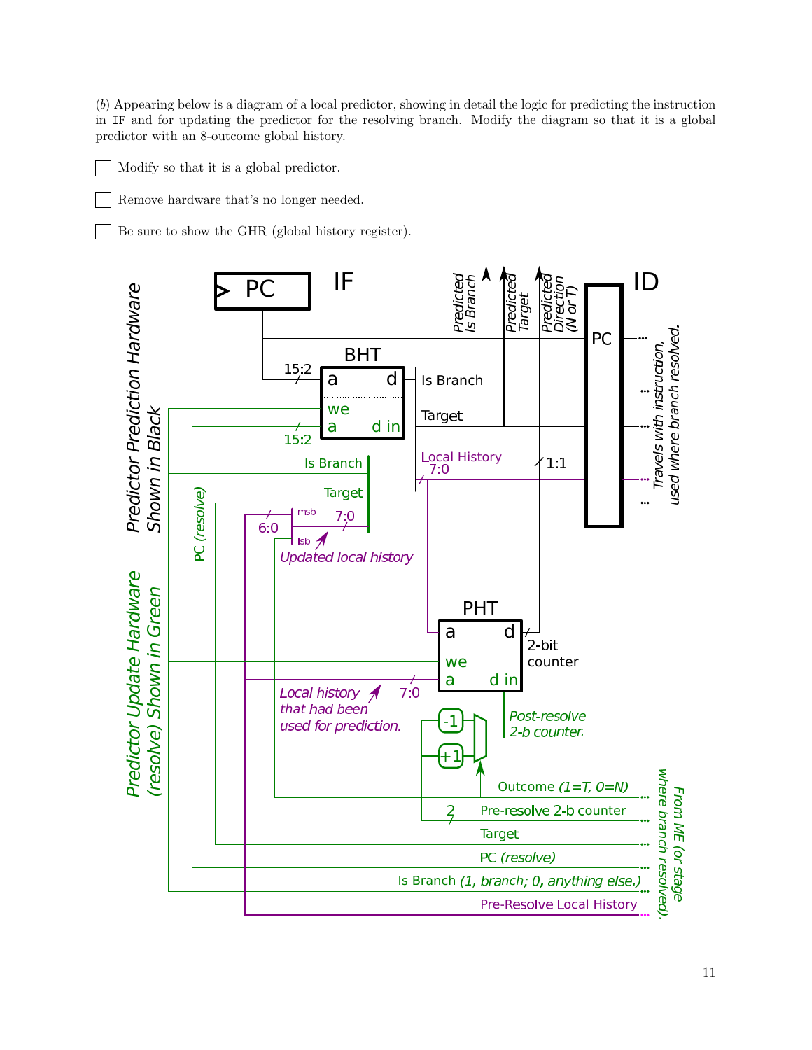(*b*) Appearing below is a diagram of a local predictor, showing in detail the logic for predicting the instruction in IF and for updating the predictor for the resolving branch. Modify the diagram so that it is a global predictor with an 8-outcome global history.

☐ Modify so that it is a global predictor.

☐ Remove hardware that's no longer needed.

☐ Be sure to show the GHR (global history register).

Predictor Prediction Hardware Shown in Black

Predictor Update Hardware (resolve) Shown in Green

PC

IF

ID

BHT

a d

we

a d in

15:2

15:2

Is Branch

Target

Local History 7:0

Predicted Is Branch

Predicted Target

Predicted Direction (N or T)

PC

1:1

Travels with instruction, used where branch resolved.

PC (resolve)

Is Branch

Target

msb

lsb

6:0

7:0

*Updated local history*

PHT

a d

we

a d in

2-bit counter

*Local history that had been used for prediction.*

7:0

-1

+1

*Post-resolve 2-b counter.*

Outcome *(1=T, 0=N)*

2

Pre-resolve 2-b counter

Target

PC *(resolve)*

Is Branch *(1, branch; 0, anything else.)*

Pre-Resolve Local History

*From ME (or stage where branch resolved).*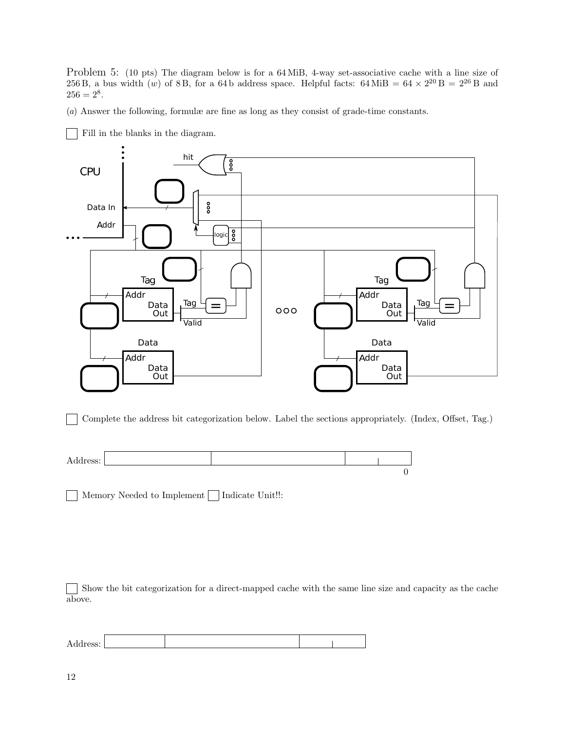Problem 5: (10 pts) The diagram below is for a 64 MiB, 4-way set-associative cache with a line size of 256 B, a bus width ($w$) of 8 B, for a 64 b address space. Helpful facts: $64\,\text{MiB} = 64 \times 2^{20}\,\text{B} = 2^{26}\,\text{B}$ and $256 = 2^8$.

($a$) Answer the following, formulæ are fine as long as they consist of grade-time constants.

☐ Fill in the blanks in the diagram.

☐ Complete the address bit categorization below. Label the sections appropriately. (Index, Offset, Tag.)

| Address: | | | | |
|---|---|---|---|---|

0

☐ Memory Needed to Implement ☐ Indicate Unit!!:

☐ Show the bit categorization for a direct-mapped cache with the same line size and capacity as the cache above.

| Address: | | | | |
|---|---|---|---|---|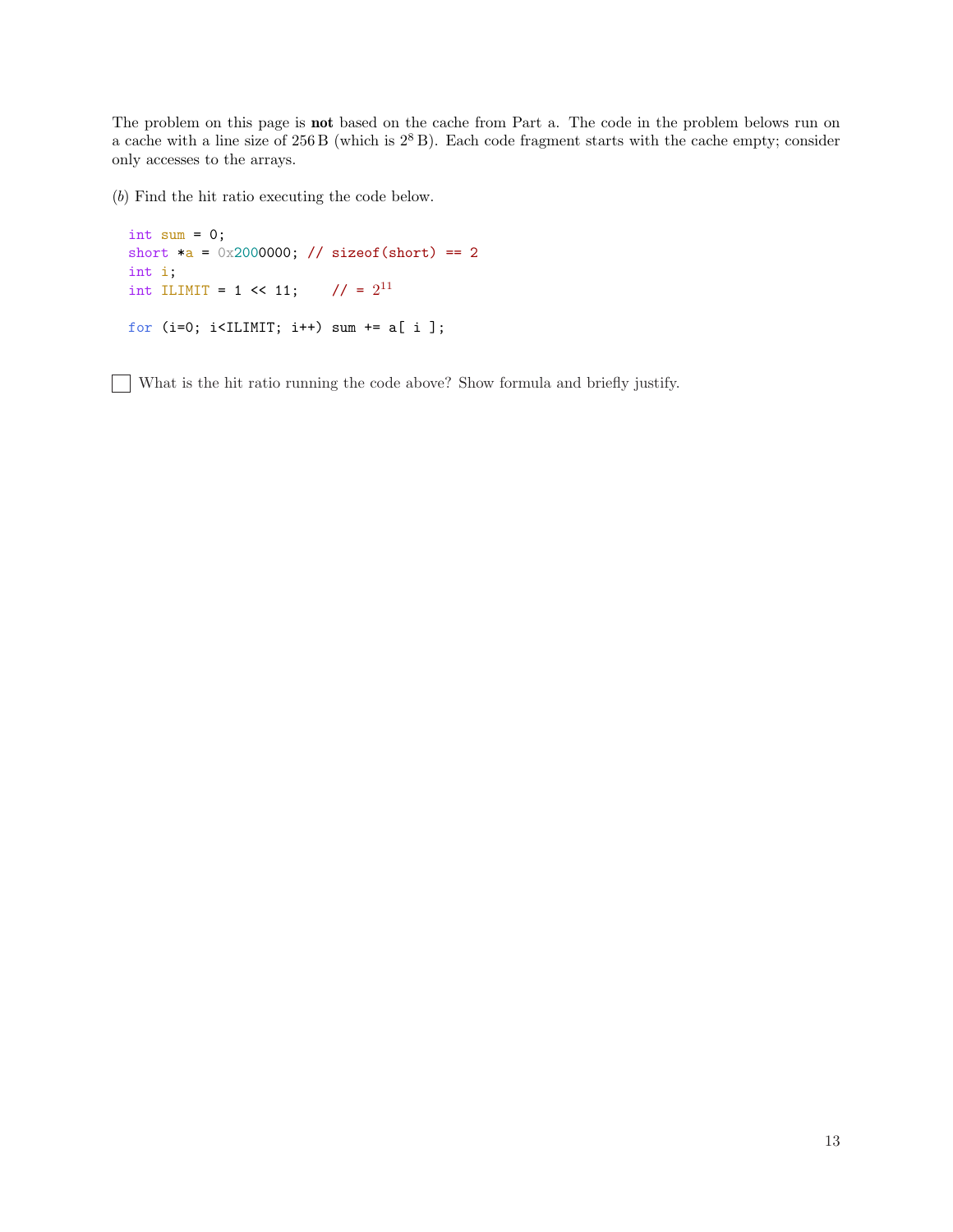The problem on this page is **not** based on the cache from Part a. The code in the problem belows run on a cache with a line size of 256 B (which is $2^8$ B). Each code fragment starts with the cache empty; consider only accesses to the arrays.

(*b*) Find the hit ratio executing the code below.

```
int sum = 0;
short *a = 0x2000000; // sizeof(short) == 2
int i;
int ILIMIT = 1 << 11;    // = 2^11

for (i=0; i<ILIMIT; i++) sum += a[ i ];
```

☐ What is the hit ratio running the code above? Show formula and briefly justify.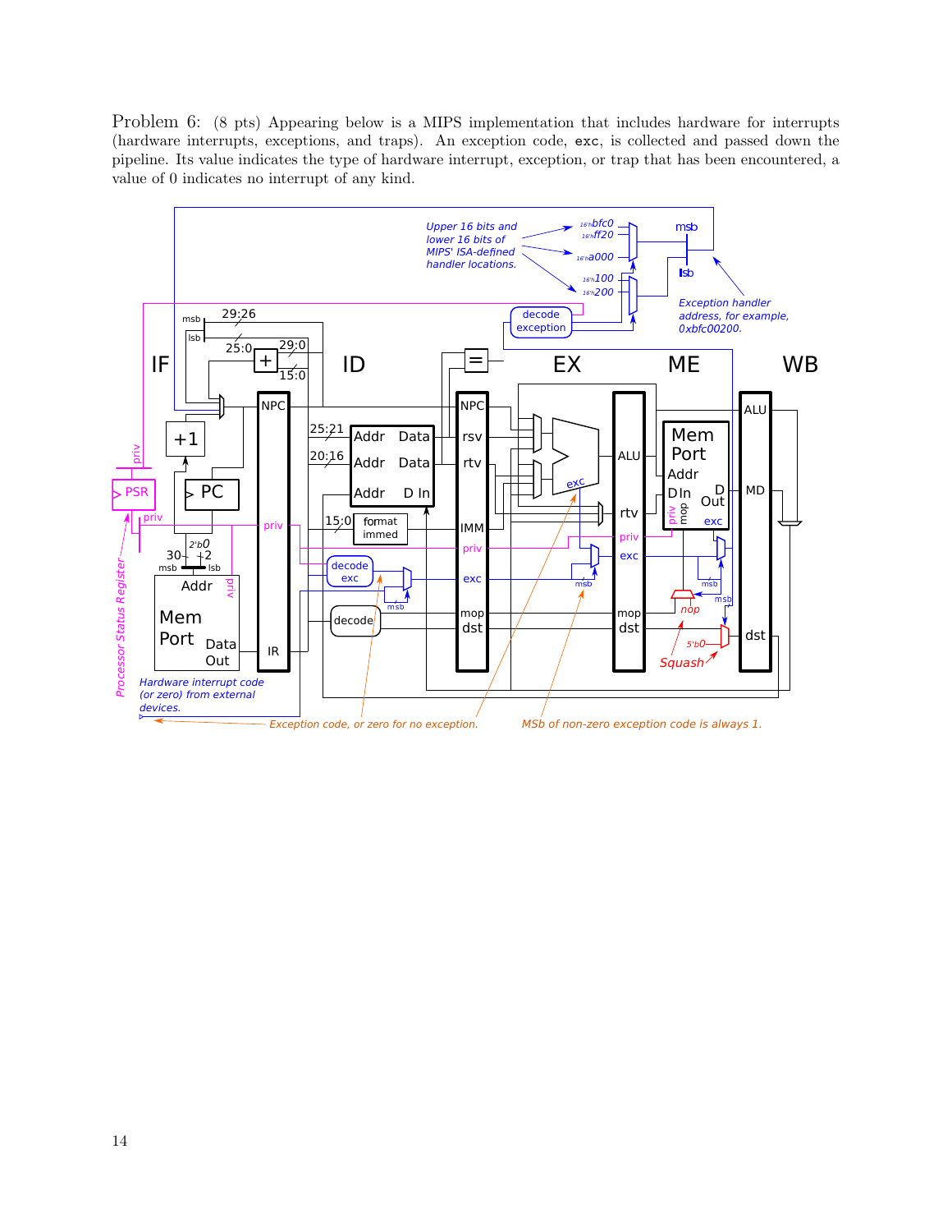Problem 6: (8 pts) Appearing below is a MIPS implementation that includes hardware for interrupts (hardware interrupts, exceptions, and traps). An exception code, `exc`, is collected and passed down the pipeline. Its value indicates the type of hardware interrupt, exception, or trap that has been encountered, a value of 0 indicates no interrupt of any kind.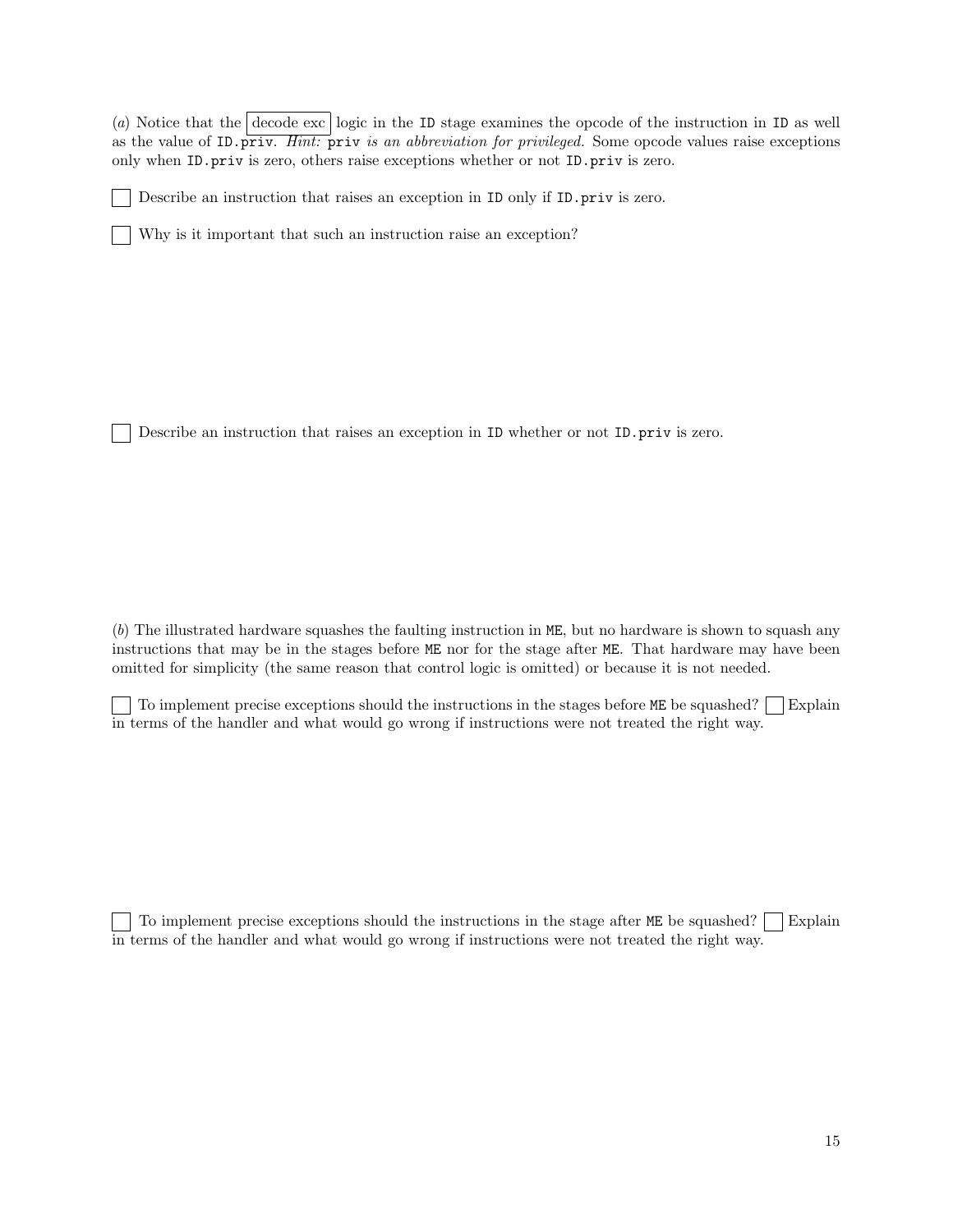(*a*) Notice that the decode exc logic in the ID stage examines the opcode of the instruction in ID as well as the value of ID.priv. *Hint:* priv *is an abbreviation for privileged.* Some opcode values raise exceptions only when ID.priv is zero, others raise exceptions whether or not ID.priv is zero.

☐ Describe an instruction that raises an exception in ID only if ID.priv is zero.

☐ Why is it important that such an instruction raise an exception?

☐ Describe an instruction that raises an exception in ID whether or not ID.priv is zero.

(*b*) The illustrated hardware squashes the faulting instruction in ME, but no hardware is shown to squash any instructions that may be in the stages before ME nor for the stage after ME. That hardware may have been omitted for simplicity (the same reason that control logic is omitted) or because it is not needed.

☐ To implement precise exceptions should the instructions in the stages before ME be squashed? ☐ Explain in terms of the handler and what would go wrong if instructions were not treated the right way.

☐ To implement precise exceptions should the instructions in the stage after ME be squashed? ☐ Explain in terms of the handler and what would go wrong if instructions were not treated the right way.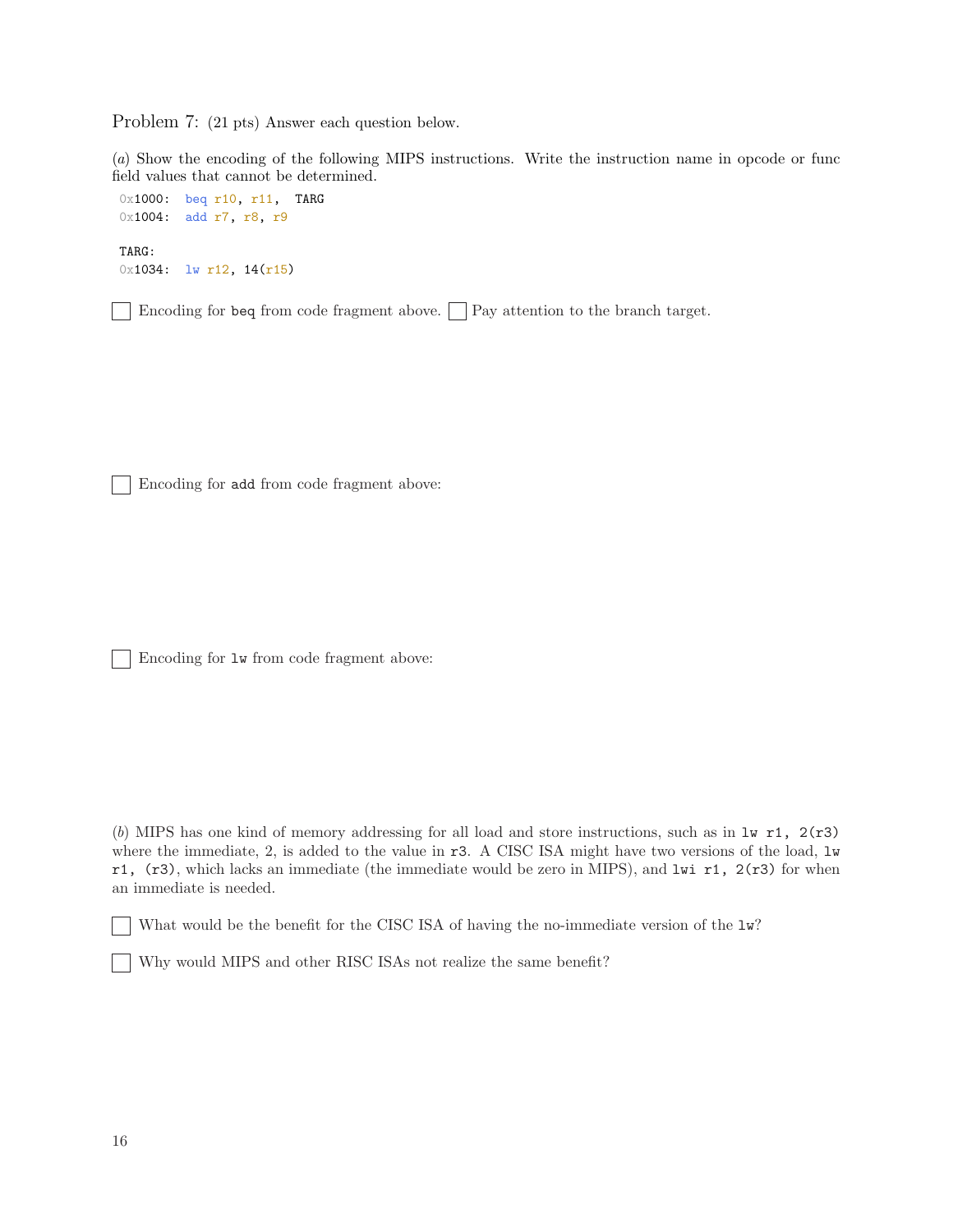Problem 7: (21 pts) Answer each question below.

(*a*) Show the encoding of the following MIPS instructions. Write the instruction name in opcode or func field values that cannot be determined.

```
0x1000:  beq r10, r11,  TARG
0x1004:  add r7, r8, r9

TARG:
0x1034:  lw r12, 14(r15)
```

☐ Encoding for `beq` from code fragment above. ☐ Pay attention to the branch target.

☐ Encoding for `add` from code fragment above:

☐ Encoding for `lw` from code fragment above:

(*b*) MIPS has one kind of memory addressing for all load and store instructions, such as in `lw r1, 2(r3)` where the immediate, 2, is added to the value in `r3`. A CISC ISA might have two versions of the load, `lw r1, (r3)`, which lacks an immediate (the immediate would be zero in MIPS), and `lwi r1, 2(r3)` for when an immediate is needed.

☐ What would be the benefit for the CISC ISA of having the no-immediate version of the `lw`?

☐ Why would MIPS and other RISC ISAs not realize the same benefit?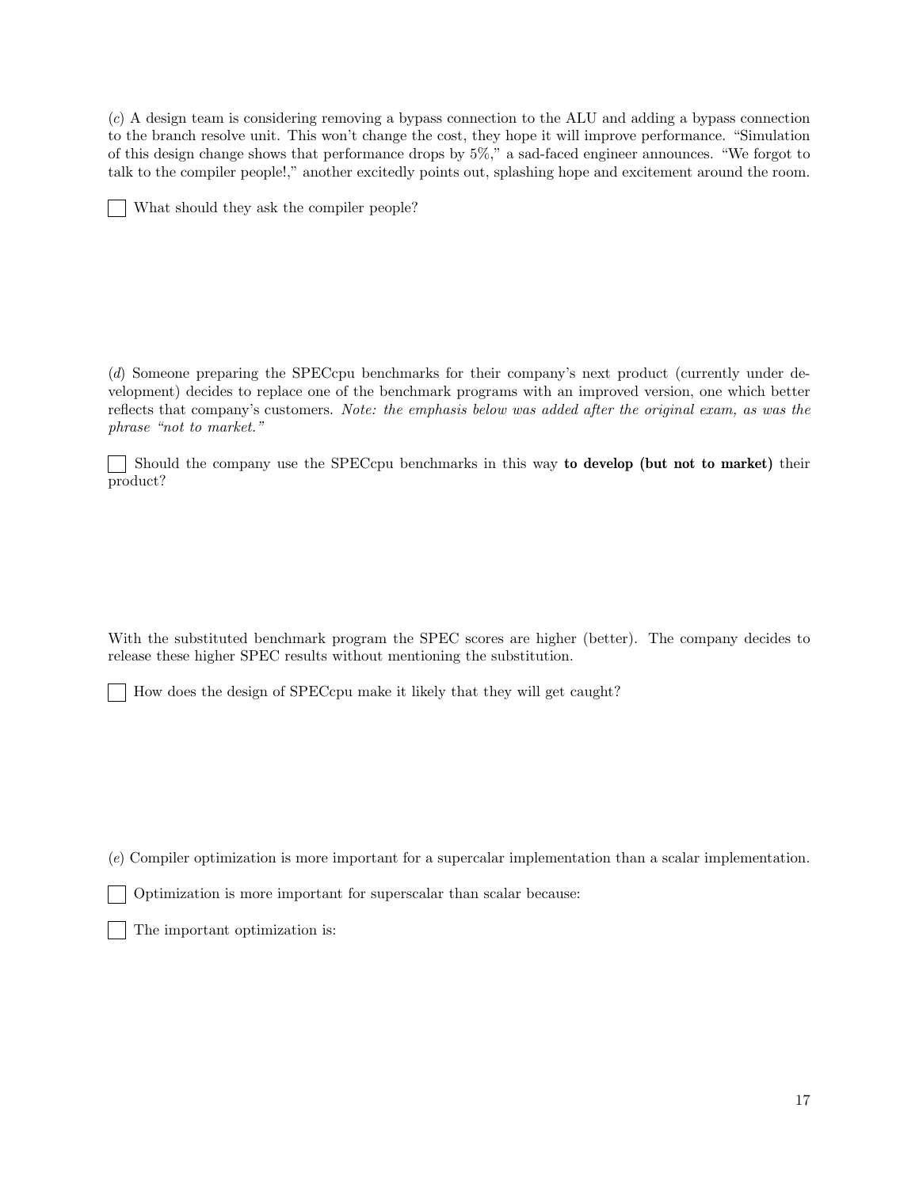(*c*) A design team is considering removing a bypass connection to the ALU and adding a bypass connection to the branch resolve unit. This won't change the cost, they hope it will improve performance. "Simulation of this design change shows that performance drops by 5%," a sad-faced engineer announces. "We forgot to talk to the compiler people!," another excitedly points out, splashing hope and excitement around the room.

☐ What should they ask the compiler people?

(*d*) Someone preparing the SPECcpu benchmarks for their company's next product (currently under development) decides to replace one of the benchmark programs with an improved version, one which better reflects that company's customers. *Note: the emphasis below was added after the original exam, as was the phrase "not to market."*

☐ Should the company use the SPECcpu benchmarks in this way **to develop (but not to market)** their product?

With the substituted benchmark program the SPEC scores are higher (better). The company decides to release these higher SPEC results without mentioning the substitution.

☐ How does the design of SPECcpu make it likely that they will get caught?

(*e*) Compiler optimization is more important for a supercalar implementation than a scalar implementation.

☐ Optimization is more important for superscalar than scalar because:

☐ The important optimization is: